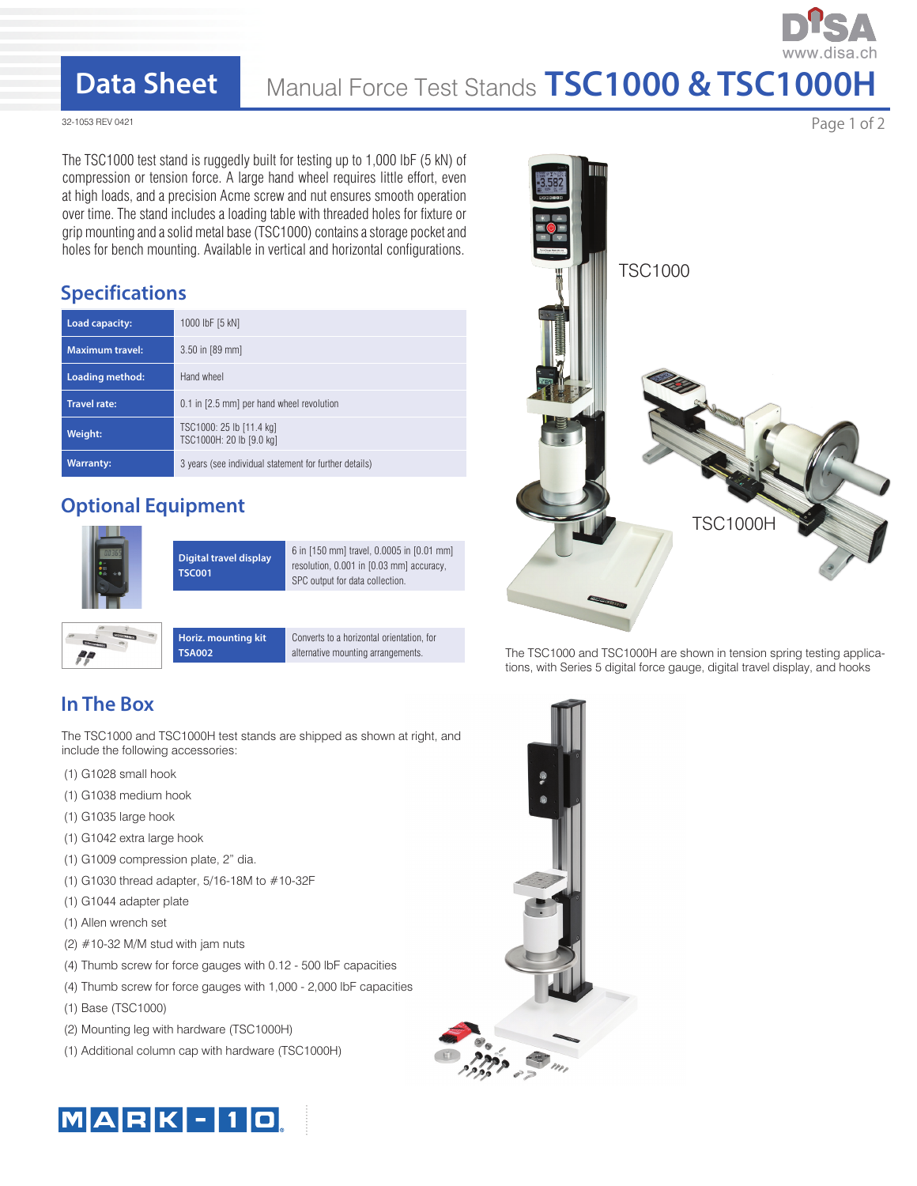# Data Sheet

## Manual Force Test Stands TSC1000 & TSC1000H

32-1053 REV 0421

The TSC1000 test stand is ruggedly built for testing up to 1,000 lbF (5 kN) of compression or tension force. A large hand wheel requires little effort, even at high loads, and a precision Acme screw and nut ensures smooth operation over time. The stand includes a loading table with threaded holes for fixture or grip mounting and a solid metal base (TSC1000) contains a storage pocket and holes for bench mounting. Available in vertical and horizontal configurations.

## Specifications

| | |
|---|---|
| **Load capacity:** | 1000 lbF [5 kN] |
| **Maximum travel:** | 3.50 in [89 mm] |
| **Loading method:** | Hand wheel |
| **Travel rate:** | 0.1 in [2.5 mm] per hand wheel revolution |
| **Weight:** | TSC1000: 25 lb [11.4 kg]<br>TSC1000H: 20 lb [9.0 kg] |
| **Warranty:** | 3 years (see individual statement for further details) |

## Optional Equipment

| | |
|---|---|
| **Digital travel display TSC001** | 6 in [150 mm] travel, 0.0005 in [0.01 mm] resolution, 0.001 in [0.03 mm] accuracy, SPC output for data collection. |
| **Horiz. mounting kit TSA002** | Converts to a horizontal orientation, for alternative mounting arrangements. |

TSC1000

TSC1000H

The TSC1000 and TSC1000H are shown in tension spring testing applications, with Series 5 digital force gauge, digital travel display, and hooks

## In The Box

The TSC1000 and TSC1000H test stands are shipped as shown at right, and include the following accessories:

- (1) G1028 small hook
- (1) G1038 medium hook
- (1) G1035 large hook
- (1) G1042 extra large hook
- (1) G1009 compression plate, 2" dia.
- (1) G1030 thread adapter, 5/16-18M to #10-32F
- (1) G1044 adapter plate
- (1) Allen wrench set
- (2) #10-32 M/M stud with jam nuts
- (4) Thumb screw for force gauges with 0.12 - 500 lbF capacities
- (4) Thumb screw for force gauges with 1,000 - 2,000 lbF capacities
- (1) Base (TSC1000)
- (2) Mounting leg with hardware (TSC1000H)
- (1) Additional column cap with hardware (TSC1000H)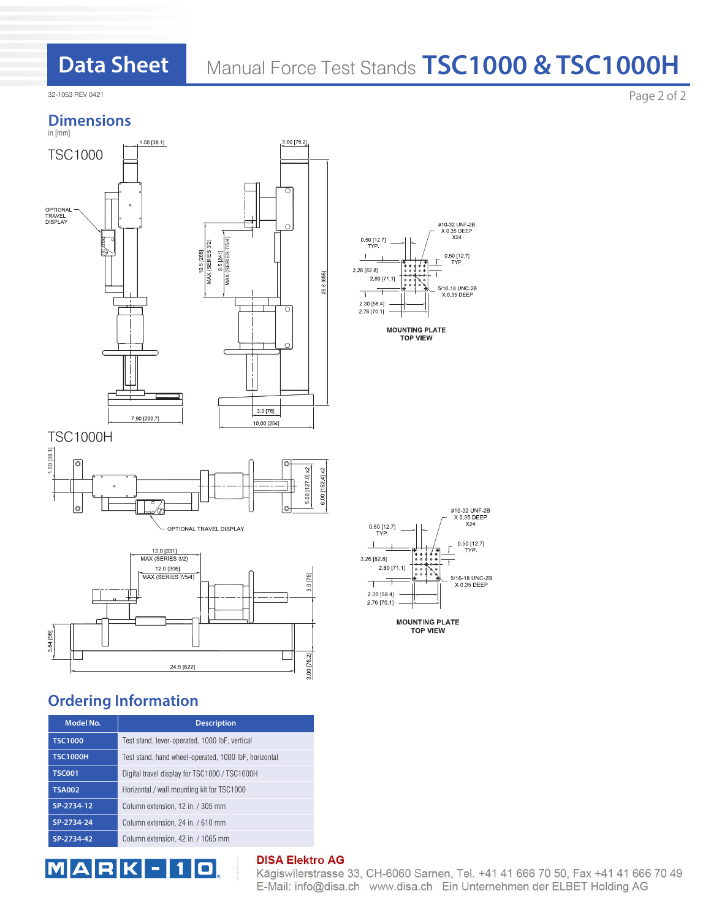# Data Sheet Manual Force Test Stands **TSC1000 & TSC1000H**

32-1053 REV 0421

## Dimensions

in [mm]

TSC1000

1.50 [38.1]
OPTIONAL TRAVEL DISPLAY
7.90 [200.7]
3.00 [76.2]
10.5 [268] MAX (SERIES 3/2)
9.5 [241] MAX (SERIES 7/5/4)
25.8 [655]
3.0 [76]
10.00 [254]

#10-32 UNF-2B X 0.35 DEEP X24
0.50 [12.7] TYP.
0.50 [12.7] TYP.
3.26 [82.8]
2.80 [71.1]
5/16-18 UNC-2B X 0.35 DEEP
2.30 [58.4]
2.76 [70.1]
MOUNTING PLATE TOP VIEW

TSC1000H

1.50 [38.1]
5.00 [127.0] x2
6.00 [152.4] x2
OPTIONAL TRAVEL DISPLAY
13.0 [331] MAX (SERIES 3/2)
12.0 [306] MAX (SERIES 7/5/4)
3.0 [76]
3.84 [98]
24.5 [622]
3.00 [76.2]

#10-32 UNF-2B X 0.35 DEEP X24
0.50 [12.7] TYP.
0.50 [12.7] TYP.
3.26 [82.8]
2.80 [71.1]
5/16-18 UNC-2B X 0.35 DEEP
2.30 [58.4]
2.76 [70.1]
MOUNTING PLATE TOP VIEW

## Ordering Information

| Model No. | Description |
|---|---|
| TSC1000 | Test stand, lever-operated, 1000 lbF, vertical |
| TSC1000H | Test stand, hand wheel-operated, 1000 lbF, horizontal |
| TSC001 | Digital travel display for TSC1000 / TSC1000H |
| TSA002 | Horizontal / wall mounting kit for TSC1000 |
| SP-2734-12 | Column extension, 12 in. / 305 mm |
| SP-2734-24 | Column extension, 24 in. / 610 mm |
| SP-2734-42 | Column extension, 42 in. / 1065 mm |

MARK-10

**DISA Elektro AG**
Kägiswilerstrasse 33, CH-6060 Sarnen, Tel. +41 41 666 70 50, Fax +41 41 666 70 49
E-Mail: info@disa.ch www.disa.ch Ein Unternehmen der ELBET Holding AG